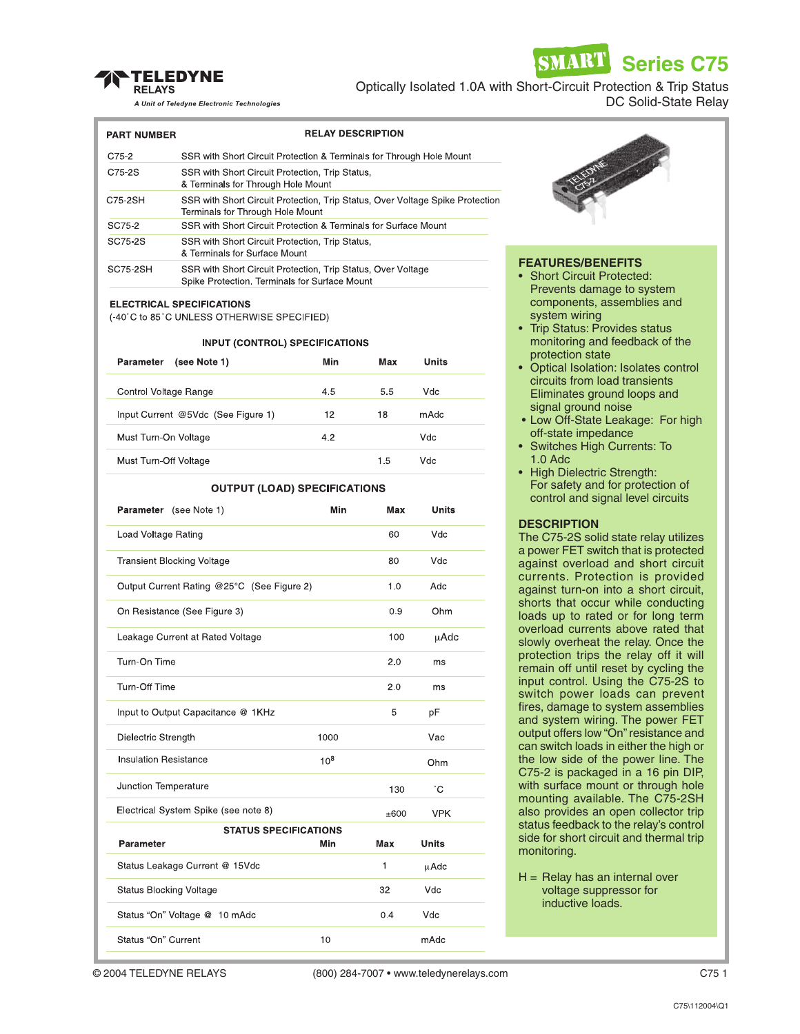# TELEDYNE RELAYS

*A Unit of Teledyne Electronic Technologies*

# SMART Series C75

Optically Isolated 1.0A with Short-Circuit Protection & Trip Status
DC Solid-State Relay

| PART NUMBER | RELAY DESCRIPTION |
|---|---|
| C75-2 | SSR with Short Circuit Protection & Terminals for Through Hole Mount |
| C75-2S | SSR with Short Circuit Protection, Trip Status, & Terminals for Through Hole Mount |
| C75-2SH | SSR with Short Circuit Protection, Trip Status, Over Voltage Spike Protection Terminals for Through Hole Mount |
| SC75-2 | SSR with Short Circuit Protection & Terminals for Surface Mount |
| SC75-2S | SSR with Short Circuit Protection, Trip Status, & Terminals for Surface Mount |
| SC75-2SH | SSR with Short Circuit Protection, Trip Status, Over Voltage Spike Protection. Terminals for Surface Mount |

## ELECTRICAL SPECIFICATIONS

(-40˚C to 85˚C UNLESS OTHERWISE SPECIFIED)

### INPUT (CONTROL) SPECIFICATIONS

| Parameter (see Note 1) | Min | Max | Units |
|---|---|---|---|
| Control Voltage Range | 4.5 | 5.5 | Vdc |
| Input Current @5Vdc (See Figure 1) | 12 | 18 | mAdc |
| Must Turn-On Voltage | 4.2 | | Vdc |
| Must Turn-Off Voltage | | 1.5 | Vdc |

### OUTPUT (LOAD) SPECIFICATIONS

| Parameter (see Note 1) | Min | Max | Units |
|---|---|---|---|
| Load Voltage Rating | | 60 | Vdc |
| Transient Blocking Voltage | | 80 | Vdc |
| Output Current Rating @25°C (See Figure 2) | | 1.0 | Adc |
| On Resistance (See Figure 3) | | 0.9 | Ohm |
| Leakage Current at Rated Voltage | | 100 | µAdc |
| Turn-On Time | | 2.0 | ms |
| Turn-Off Time | | 2.0 | ms |
| Input to Output Capacitance @ 1KHz | | 5 | pF |
| Dielectric Strength | 1000 | | Vac |
| Insulation Resistance | $10^8$ | | Ohm |
| Junction Temperature | | 130 | ˚C |
| Electrical System Spike (see note 8) | | ±600 | VPK |

### STATUS SPECIFICATIONS

| Parameter | Min | Max | Units |
|---|---|---|---|
| Status Leakage Current @ 15Vdc | | 1 | µAdc |
| Status Blocking Voltage | | 32 | Vdc |
| Status "On" Voltage @ 10 mAdc | | 0.4 | Vdc |
| Status "On" Current | 10 | | mAdc |

## FEATURES/BENEFITS

- Short Circuit Protected: Prevents damage to system components, assemblies and system wiring
- Trip Status: Provides status monitoring and feedback of the protection state
- Optical Isolation: Isolates control circuits from load transients Eliminates ground loops and signal ground noise
- Low Off-State Leakage: For high off-state impedance
- Switches High Currents: To 1.0 Adc
- High Dielectric Strength: For safety and for protection of control and signal level circuits

## DESCRIPTION

The C75-2S solid state relay utilizes a power FET switch that is protected against overload and short circuit currents. Protection is provided against turn-on into a short circuit, shorts that occur while conducting loads up to rated or for long term overload currents above rated that slowly overheat the relay. Once the protection trips the relay off it will remain off until reset by cycling the input control. Using the C75-2S to switch power loads can prevent fires, damage to system assemblies and system wiring. The power FET output offers low "On" resistance and can switch loads in either the high or the low side of the power line. The C75-2 is packaged in a 16 pin DIP, with surface mount or through hole mounting available. The C75-2SH also provides an open collector trip status feedback to the relay's control side for short circuit and thermal trip monitoring.

H = Relay has an internal over voltage suppressor for inductive loads.

© 2004 TELEDYNE RELAYS (800) 284-7007 • www.teledynerelays.com

C75\112004\Q1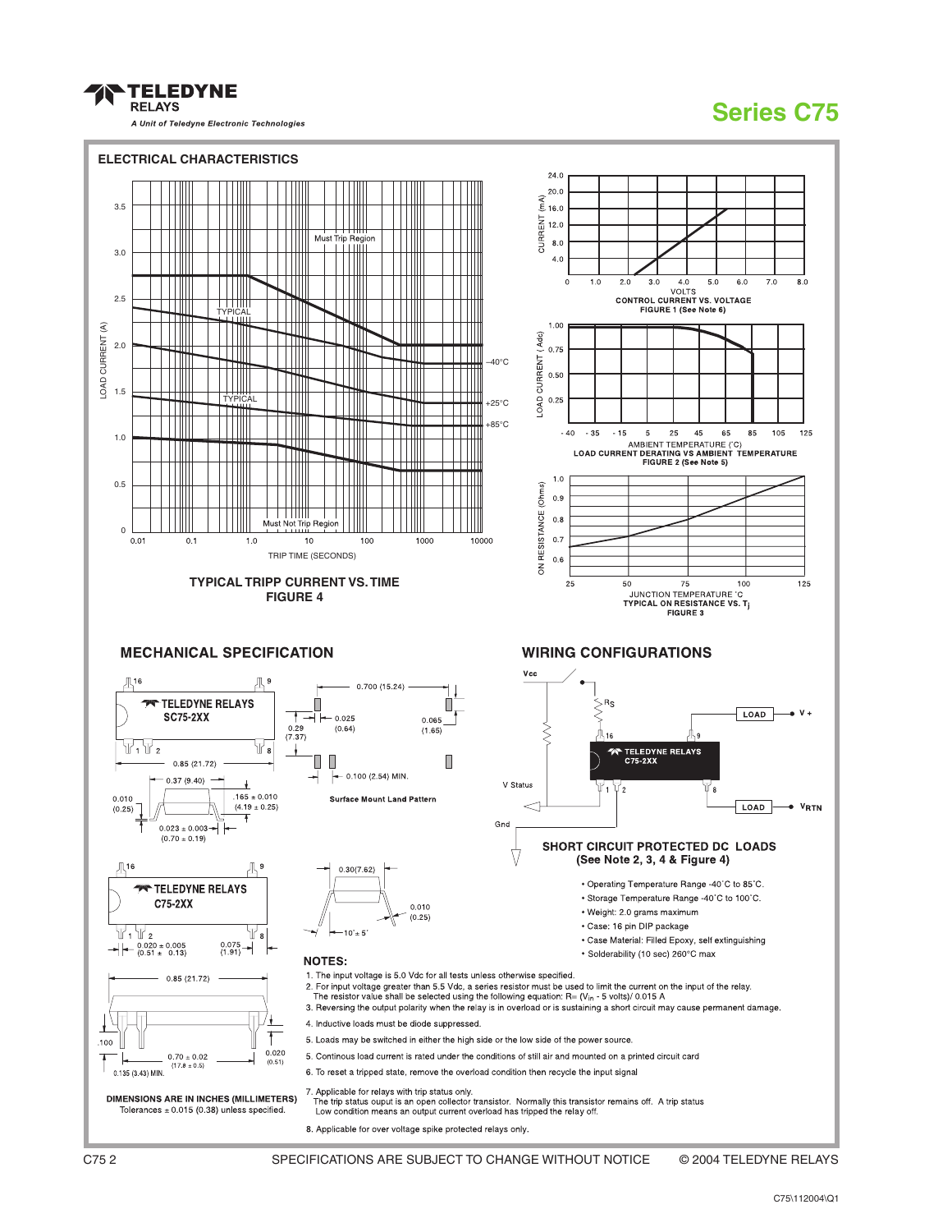## ELECTRICAL CHARACTERISTICS

LOAD CURRENT (A)
3.5
3.0
2.5
2.0
1.5
1.0
0.5
0
0.01 0.1 1.0 10 100 1000 10000
TRIP TIME (SECONDS)
Must Trip Region
TYPICAL
TYPICAL
Must Not Trip Region
–40°C
+25°C
+85°C

**TYPICAL TRIPP CURRENT VS. TIME**
**FIGURE 4**

CURRENT (mA)
24.0 20.0 16.0 12.0 8.0 4.0
0 1.0 2.0 3.0 4.0 5.0 6.0 7.0 8.0
VOLTS
**CONTROL CURRENT VS. VOLTAGE**
**FIGURE 1 (See Note 6)**

LOAD CURRENT ( Adc)
1.00 0.75 0.50 0.25
- 40 - 35 - 15 5 25 45 65 85 105 125
AMBIENT TEMPERATURE (˚C)
**LOAD CURRENT DERATING VS AMBIENT TEMPERATURE**
**FIGURE 2 (See Note 5)**

ON RESISTANCE (Ohms)
1.0 0.9 0.8 0.7 0.6
25 50 75 100 125
JUNCTION TEMPERATURE ˚C
**TYPICAL ON RESISTANCE VS. $T_j$**
**FIGURE 3**

## MECHANICAL SPECIFICATION

16 9
TELEDYNE RELAYS
SC75-2XX
1 2 8
0.85 (21.72)
0.37 (9.40)
0.010 (0.25)
.165 ± 0.010 (4.19 ± 0.25)
0.023 ± 0.003 (0.70 ± 0.19)

0.700 (15.24)
0.29 (7.37)
0.025 (0.64)
0.065 (1.65)
0.100 (2.54) MIN.
**Surface Mount Land Pattern**

16 9
TELEDYNE RELAYS
C75-2XX
1 2 8
0.020 ± 0.005 (0.51 ± 0.13)
0.075 (1.91)

0.30(7.62)
0.010 (0.25)
10˚± 5˚

0.85 (21.72)
.100
0.70 ± 0.02 (17.8 ± 0.5)
0.020 (0.51)
0.135 (3.43) MIN.

**DIMENSIONS ARE IN INCHES (MILLIMETERS)**
Tolerances ± 0.015 (0.38) unless specified.

## WIRING CONFIGURATIONS

Vcc
$R_S$
16 9
TELEDYNE RELAYS
C75-2XX
1 2 8
LOAD V +
LOAD $V_{RTN}$
V Status
Gnd

**SHORT CIRCUIT PROTECTED DC LOADS**
**(See Note 2, 3, 4 & Figure 4)**

- Operating Temperature Range -40˚C to 85˚C.
- Storage Temperature Range -40˚C to 100˚C.
- Weight: 2.0 grams maximum
- Case: 16 pin DIP package
- Case Material: Filled Epoxy, self extinguishing
- Solderability (10 sec) 260°C max

### NOTES:

1. The input voltage is 5.0 Vdc for all tests unless otherwise specified.
2. For input voltage greater than 5.5 Vdc, a series resistor must be used to limit the current on the input of the relay. The resistor value shall be selected using the following equation: R= ($V_{in}$ - 5 volts)/ 0.015 A
3. Reversing the output polarity when the relay is in overload or is sustaining a short circuit may cause permanent damage.
4. Inductive loads must be diode suppressed.
5. Loads may be switched in either the high side or the low side of the power source.
5. Continous load current is rated under the conditions of still air and mounted on a printed circuit card
6. To reset a tripped state, remove the overload condition then recycle the input signal
7. Applicable for relays with trip status only. The trip status ouput is an open collector transistor. Normally this transistor remains off. A trip status Low condition means an output current overload has tripped the relay off.
8. Applicable for over voltage spike protected relays only.